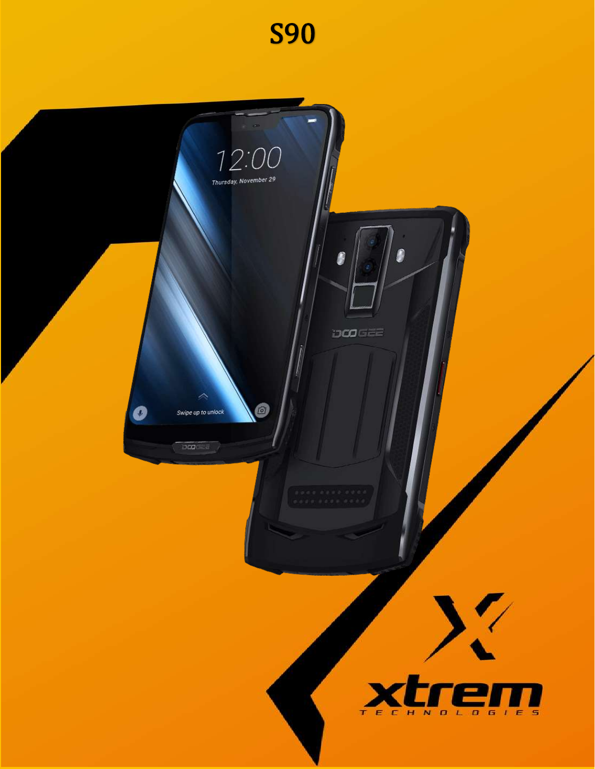# S90

xtrem
TECHNOLOGIES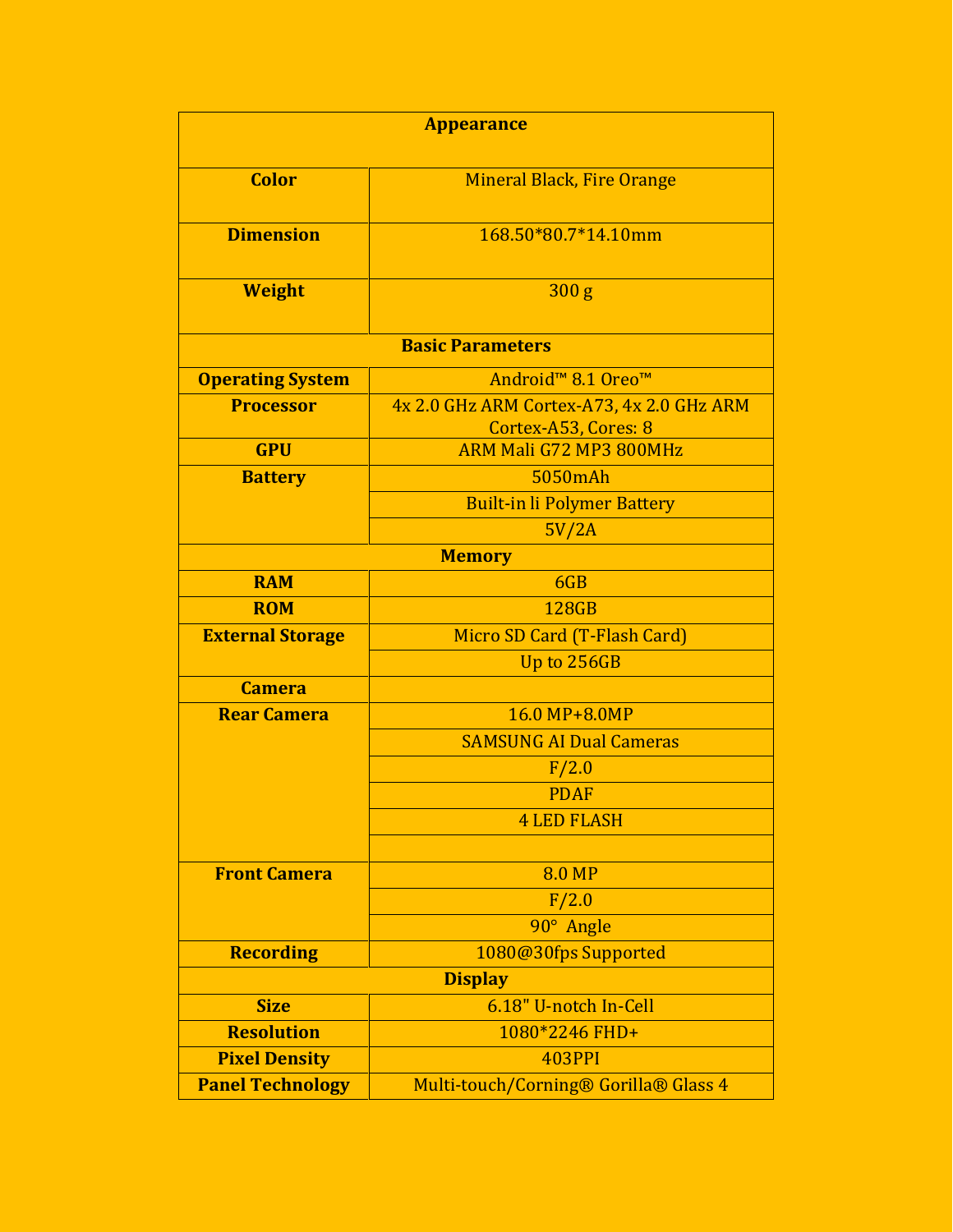| Appearance | |
|---|---|
| **Color** | Mineral Black, Fire Orange |
| **Dimension** | 168.50*80.7*14.10mm |
| **Weight** | 300 g |
| **Basic Parameters** | |
| **Operating System** | Android™ 8.1 Oreo™ |
| **Processor** | 4x 2.0 GHz ARM Cortex-A73, 4x 2.0 GHz ARM Cortex-A53, Cores: 8 |
| **GPU** | ARM Mali G72 MP3 800MHz |
| **Battery** | 5050mAh |
| | Built-in li Polymer Battery |
| | 5V/2A |
| **Memory** | |
| **RAM** | 6GB |
| **ROM** | 128GB |
| **External Storage** | Micro SD Card (T-Flash Card) |
| | Up to 256GB |
| **Camera** | |
| **Rear Camera** | 16.0 MP+8.0MP |
| | SAMSUNG AI Dual Cameras |
| | F/2.0 |
| | PDAF |
| | 4 LED FLASH |
| | |
| **Front Camera** | 8.0 MP |
| | F/2.0 |
| | 90° Angle |
| **Recording** | 1080@30fps Supported |
| **Display** | |
| **Size** | 6.18" U-notch In-Cell |
| **Resolution** | 1080*2246 FHD+ |
| **Pixel Density** | 403PPI |
| **Panel Technology** | Multi-touch/Corning® Gorilla® Glass 4 |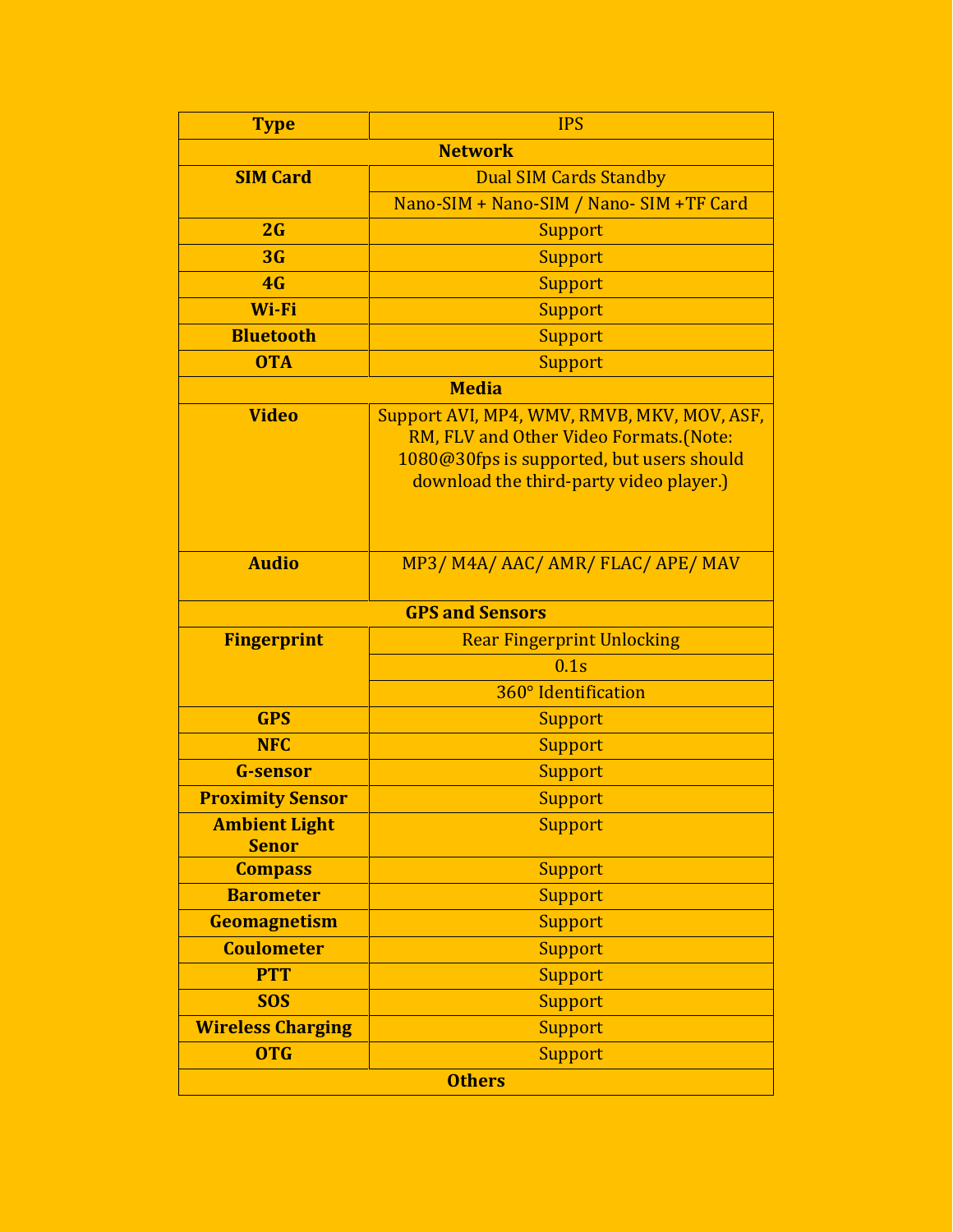| Type | IPS |
|---|---|
| **Network** | |
| **SIM Card** | Dual SIM Cards Standby |
| | Nano-SIM + Nano-SIM / Nano- SIM +TF Card |
| **2G** | Support |
| **3G** | Support |
| **4G** | Support |
| **Wi-Fi** | Support |
| **Bluetooth** | Support |
| **OTA** | Support |
| **Media** | |
| **Video** | Support AVI, MP4, WMV, RMVB, MKV, MOV, ASF, RM, FLV and Other Video Formats.(Note: 1080@30fps is supported, but users should download the third-party video player.) |
| **Audio** | MP3/ M4A/ AAC/ AMR/ FLAC/ APE/ MAV |
| **GPS and Sensors** | |
| **Fingerprint** | Rear Fingerprint Unlocking |
| | 0.1s |
| | 360° Identification |
| **GPS** | Support |
| **NFC** | Support |
| **G-sensor** | Support |
| **Proximity Sensor** | Support |
| **Ambient Light Senor** | Support |
| **Compass** | Support |
| **Barometer** | Support |
| **Geomagnetism** | Support |
| **Coulometer** | Support |
| **PTT** | Support |
| **SOS** | Support |
| **Wireless Charging** | Support |
| **OTG** | Support |
| **Others** | |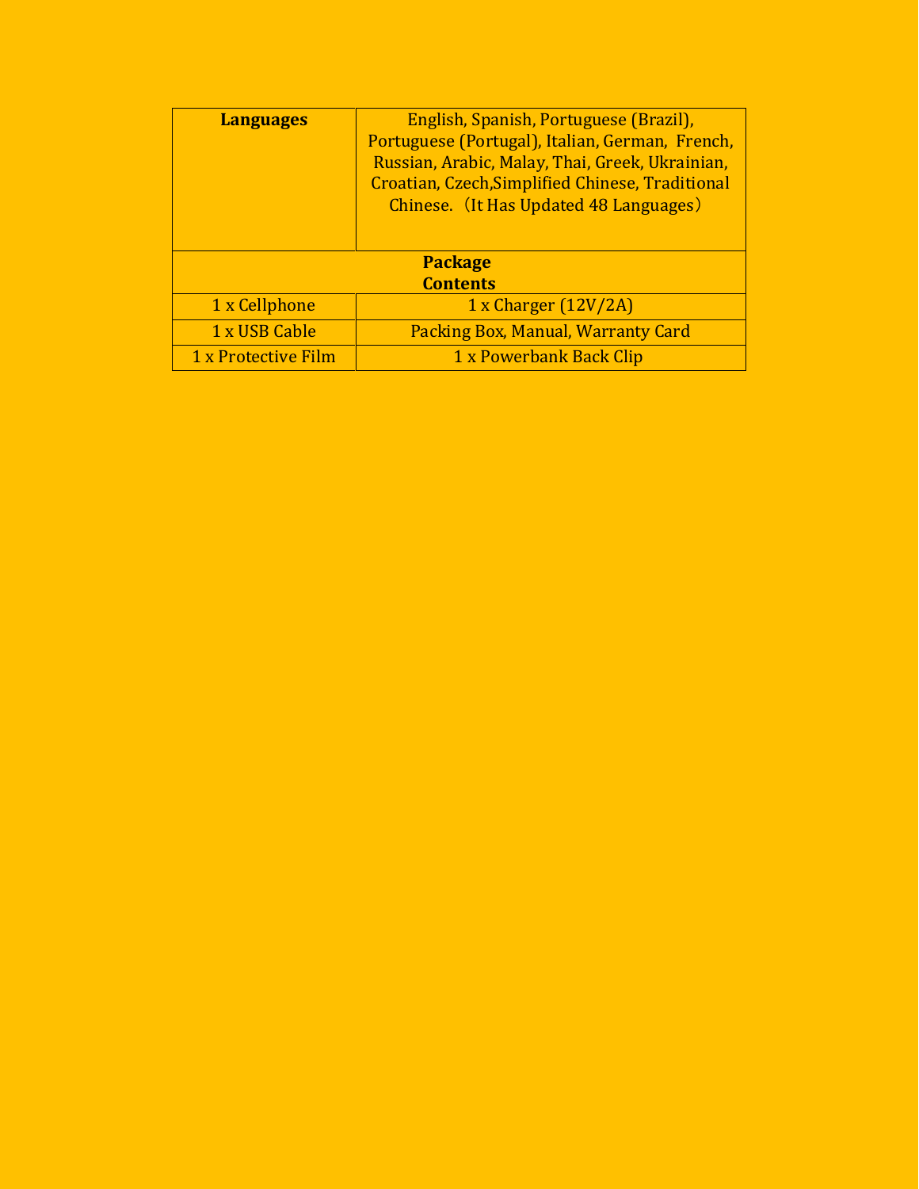| | |
|---|---|
| **Languages** | English, Spanish, Portuguese (Brazil), Portuguese (Portugal), Italian, German, French, Russian, Arabic, Malay, Thai, Greek, Ukrainian, Croatian, Czech,Simplified Chinese, Traditional Chinese.（It Has Updated 48 Languages） |
| **Package Contents** | |
| 1 x Cellphone | 1 x Charger (12V/2A) |
| 1 x USB Cable | Packing Box, Manual, Warranty Card |
| 1 x Protective Film | 1 x Powerbank Back Clip |